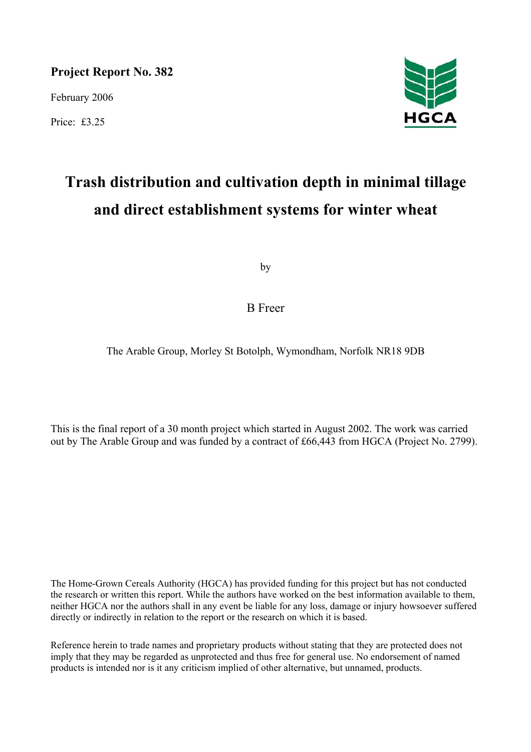**Project Report No. 382**

February 2006

Price: £3.25

HGCA

# Trash distribution and cultivation depth in minimal tillage and direct establishment systems for winter wheat

by

B Freer

The Arable Group, Morley St Botolph, Wymondham, Norfolk NR18 9DB

This is the final report of a 30 month project which started in August 2002. The work was carried out by The Arable Group and was funded by a contract of £66,443 from HGCA (Project No. 2799).

The Home-Grown Cereals Authority (HGCA) has provided funding for this project but has not conducted the research or written this report. While the authors have worked on the best information available to them, neither HGCA nor the authors shall in any event be liable for any loss, damage or injury howsoever suffered directly or indirectly in relation to the report or the research on which it is based.

Reference herein to trade names and proprietary products without stating that they are protected does not imply that they may be regarded as unprotected and thus free for general use. No endorsement of named products is intended nor is it any criticism implied of other alternative, but unnamed, products.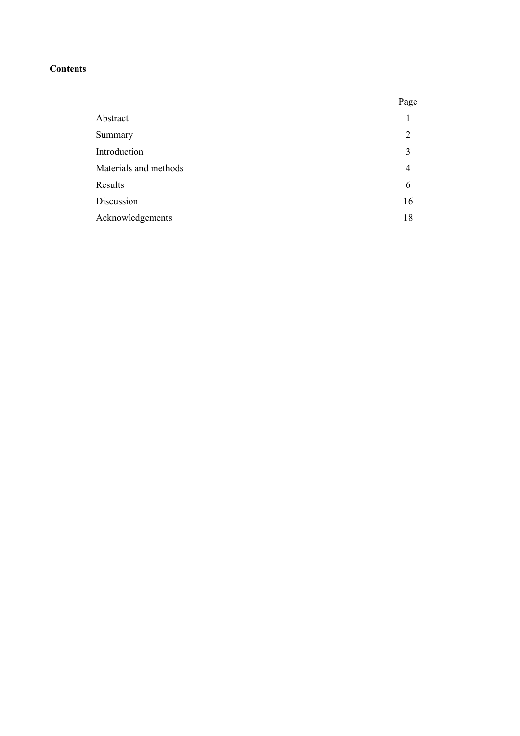**Contents**

| | Page |
|---|---|
| Abstract | 1 |
| Summary | 2 |
| Introduction | 3 |
| Materials and methods | 4 |
| Results | 6 |
| Discussion | 16 |
| Acknowledgements | 18 |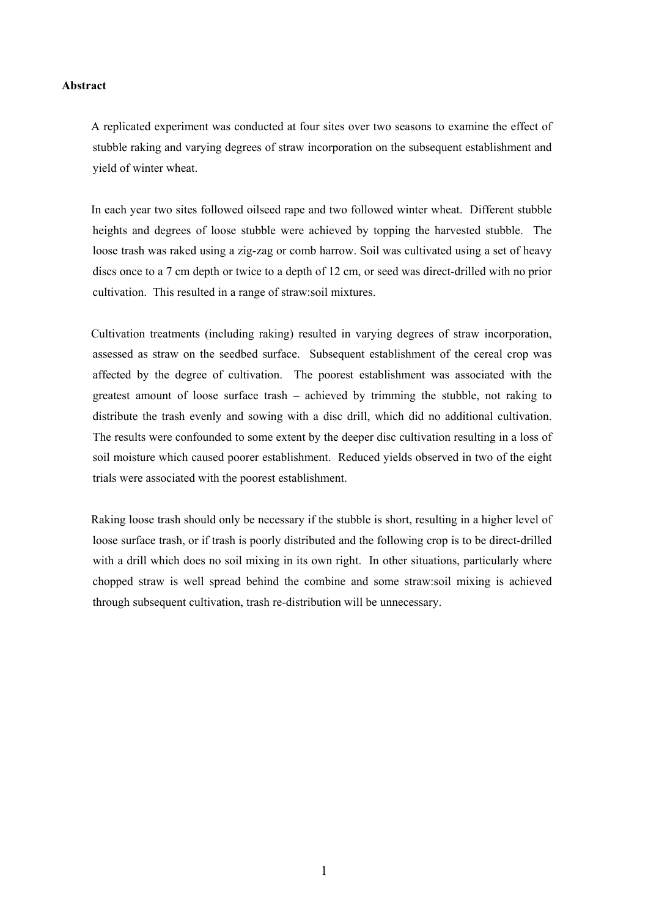**Abstract**

A replicated experiment was conducted at four sites over two seasons to examine the effect of stubble raking and varying degrees of straw incorporation on the subsequent establishment and yield of winter wheat.

In each year two sites followed oilseed rape and two followed winter wheat. Different stubble heights and degrees of loose stubble were achieved by topping the harvested stubble. The loose trash was raked using a zig-zag or comb harrow. Soil was cultivated using a set of heavy discs once to a 7 cm depth or twice to a depth of 12 cm, or seed was direct-drilled with no prior cultivation. This resulted in a range of straw:soil mixtures.

Cultivation treatments (including raking) resulted in varying degrees of straw incorporation, assessed as straw on the seedbed surface. Subsequent establishment of the cereal crop was affected by the degree of cultivation. The poorest establishment was associated with the greatest amount of loose surface trash – achieved by trimming the stubble, not raking to distribute the trash evenly and sowing with a disc drill, which did no additional cultivation. The results were confounded to some extent by the deeper disc cultivation resulting in a loss of soil moisture which caused poorer establishment. Reduced yields observed in two of the eight trials were associated with the poorest establishment.

Raking loose trash should only be necessary if the stubble is short, resulting in a higher level of loose surface trash, or if trash is poorly distributed and the following crop is to be direct-drilled with a drill which does no soil mixing in its own right. In other situations, particularly where chopped straw is well spread behind the combine and some straw:soil mixing is achieved through subsequent cultivation, trash re-distribution will be unnecessary.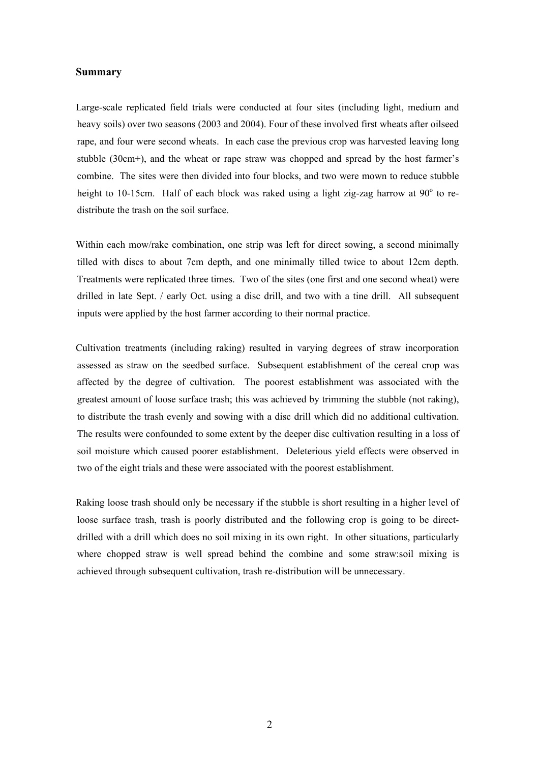## Summary

Large-scale replicated field trials were conducted at four sites (including light, medium and heavy soils) over two seasons (2003 and 2004). Four of these involved first wheats after oilseed rape, and four were second wheats. In each case the previous crop was harvested leaving long stubble (30cm+), and the wheat or rape straw was chopped and spread by the host farmer's combine. The sites were then divided into four blocks, and two were mown to reduce stubble height to 10-15cm. Half of each block was raked using a light zig-zag harrow at 90$^o$ to re-distribute the trash on the soil surface.

Within each mow/rake combination, one strip was left for direct sowing, a second minimally tilled with discs to about 7cm depth, and one minimally tilled twice to about 12cm depth. Treatments were replicated three times. Two of the sites (one first and one second wheat) were drilled in late Sept. / early Oct. using a disc drill, and two with a tine drill. All subsequent inputs were applied by the host farmer according to their normal practice.

Cultivation treatments (including raking) resulted in varying degrees of straw incorporation assessed as straw on the seedbed surface. Subsequent establishment of the cereal crop was affected by the degree of cultivation. The poorest establishment was associated with the greatest amount of loose surface trash; this was achieved by trimming the stubble (not raking), to distribute the trash evenly and sowing with a disc drill which did no additional cultivation. The results were confounded to some extent by the deeper disc cultivation resulting in a loss of soil moisture which caused poorer establishment. Deleterious yield effects were observed in two of the eight trials and these were associated with the poorest establishment.

Raking loose trash should only be necessary if the stubble is short resulting in a higher level of loose surface trash, trash is poorly distributed and the following crop is going to be direct-drilled with a drill which does no soil mixing in its own right. In other situations, particularly where chopped straw is well spread behind the combine and some straw:soil mixing is achieved through subsequent cultivation, trash re-distribution will be unnecessary.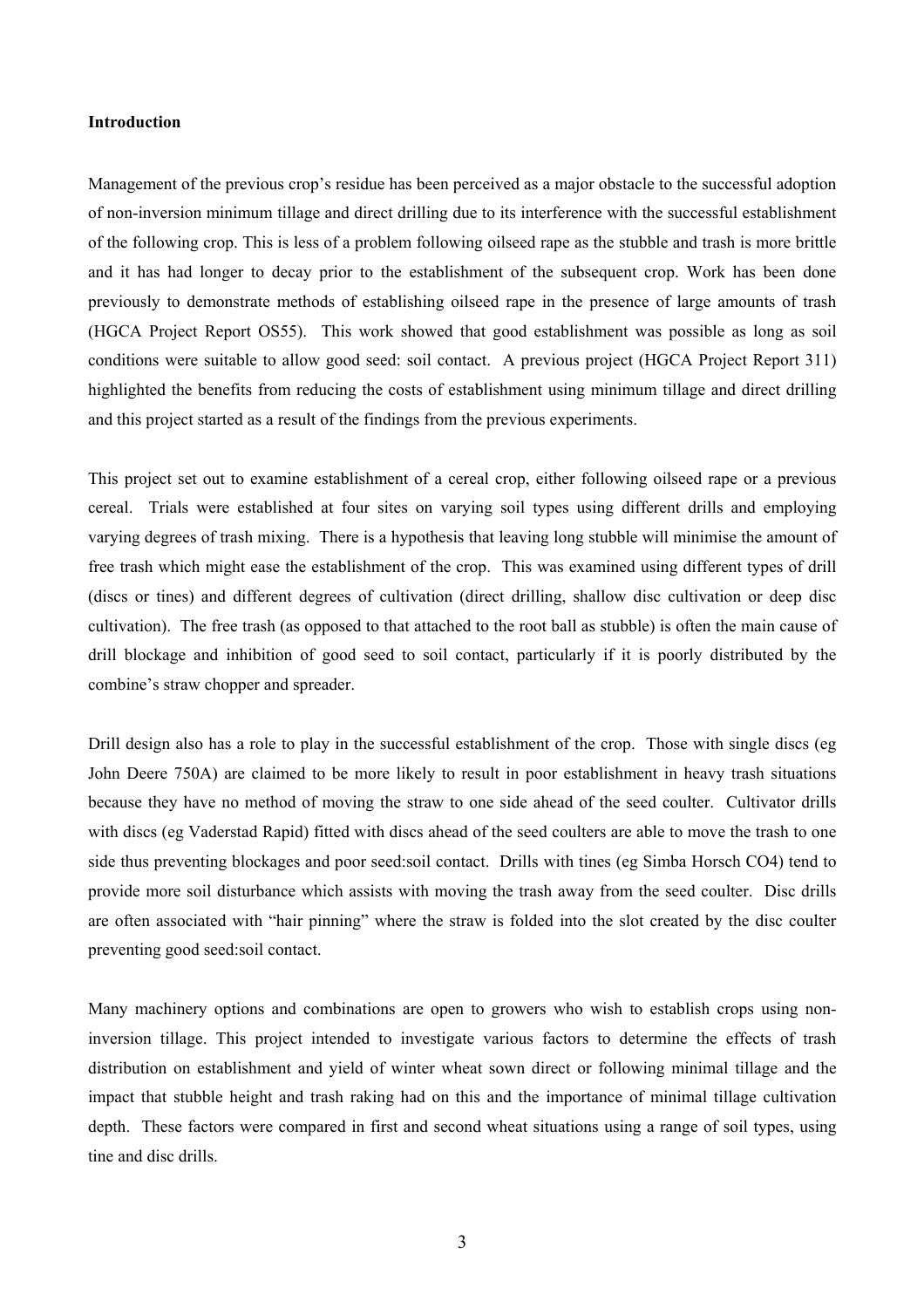**Introduction**

Management of the previous crop's residue has been perceived as a major obstacle to the successful adoption of non-inversion minimum tillage and direct drilling due to its interference with the successful establishment of the following crop. This is less of a problem following oilseed rape as the stubble and trash is more brittle and it has had longer to decay prior to the establishment of the subsequent crop. Work has been done previously to demonstrate methods of establishing oilseed rape in the presence of large amounts of trash (HGCA Project Report OS55). This work showed that good establishment was possible as long as soil conditions were suitable to allow good seed: soil contact. A previous project (HGCA Project Report 311) highlighted the benefits from reducing the costs of establishment using minimum tillage and direct drilling and this project started as a result of the findings from the previous experiments.

This project set out to examine establishment of a cereal crop, either following oilseed rape or a previous cereal. Trials were established at four sites on varying soil types using different drills and employing varying degrees of trash mixing. There is a hypothesis that leaving long stubble will minimise the amount of free trash which might ease the establishment of the crop. This was examined using different types of drill (discs or tines) and different degrees of cultivation (direct drilling, shallow disc cultivation or deep disc cultivation). The free trash (as opposed to that attached to the root ball as stubble) is often the main cause of drill blockage and inhibition of good seed to soil contact, particularly if it is poorly distributed by the combine's straw chopper and spreader.

Drill design also has a role to play in the successful establishment of the crop. Those with single discs (eg John Deere 750A) are claimed to be more likely to result in poor establishment in heavy trash situations because they have no method of moving the straw to one side ahead of the seed coulter. Cultivator drills with discs (eg Vaderstad Rapid) fitted with discs ahead of the seed coulters are able to move the trash to one side thus preventing blockages and poor seed:soil contact. Drills with tines (eg Simba Horsch CO4) tend to provide more soil disturbance which assists with moving the trash away from the seed coulter. Disc drills are often associated with "hair pinning" where the straw is folded into the slot created by the disc coulter preventing good seed:soil contact.

Many machinery options and combinations are open to growers who wish to establish crops using non-inversion tillage. This project intended to investigate various factors to determine the effects of trash distribution on establishment and yield of winter wheat sown direct or following minimal tillage and the impact that stubble height and trash raking had on this and the importance of minimal tillage cultivation depth. These factors were compared in first and second wheat situations using a range of soil types, using tine and disc drills.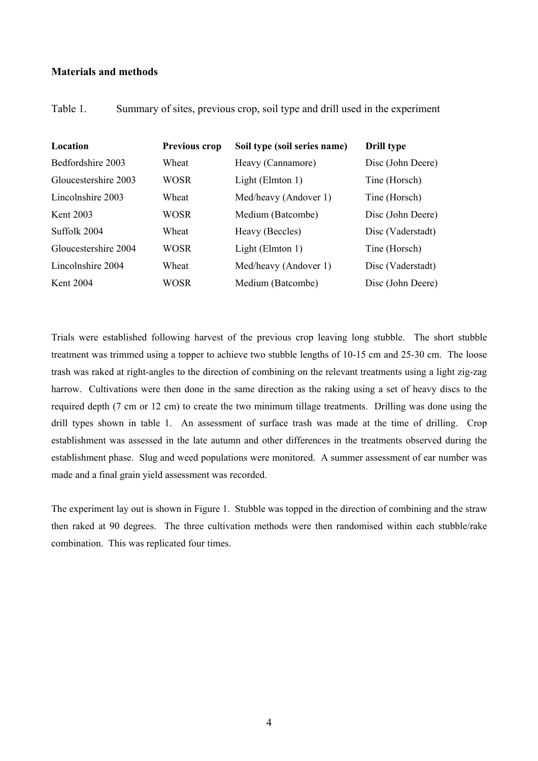## Materials and methods

Table 1. Summary of sites, previous crop, soil type and drill used in the experiment

| Location | Previous crop | Soil type (soil series name) | Drill type |
|---|---|---|---|
| Bedfordshire 2003 | Wheat | Heavy (Cannamore) | Disc (John Deere) |
| Gloucestershire 2003 | WOSR | Light (Elmton 1) | Tine (Horsch) |
| Lincolnshire 2003 | Wheat | Med/heavy (Andover 1) | Tine (Horsch) |
| Kent 2003 | WOSR | Medium (Batcombe) | Disc (John Deere) |
| Suffolk 2004 | Wheat | Heavy (Beccles) | Disc (Vaderstadt) |
| Gloucestershire 2004 | WOSR | Light (Elmton 1) | Tine (Horsch) |
| Lincolnshire 2004 | Wheat | Med/heavy (Andover 1) | Disc (Vaderstadt) |
| Kent 2004 | WOSR | Medium (Batcombe) | Disc (John Deere) |

Trials were established following harvest of the previous crop leaving long stubble. The short stubble treatment was trimmed using a topper to achieve two stubble lengths of 10-15 cm and 25-30 cm. The loose trash was raked at right-angles to the direction of combining on the relevant treatments using a light zig-zag harrow. Cultivations were then done in the same direction as the raking using a set of heavy discs to the required depth (7 cm or 12 cm) to create the two minimum tillage treatments. Drilling was done using the drill types shown in table 1. An assessment of surface trash was made at the time of drilling. Crop establishment was assessed in the late autumn and other differences in the treatments observed during the establishment phase. Slug and weed populations were monitored. A summer assessment of ear number was made and a final grain yield assessment was recorded.

The experiment lay out is shown in Figure 1. Stubble was topped in the direction of combining and the straw then raked at 90 degrees. The three cultivation methods were then randomised within each stubble/rake combination. This was replicated four times.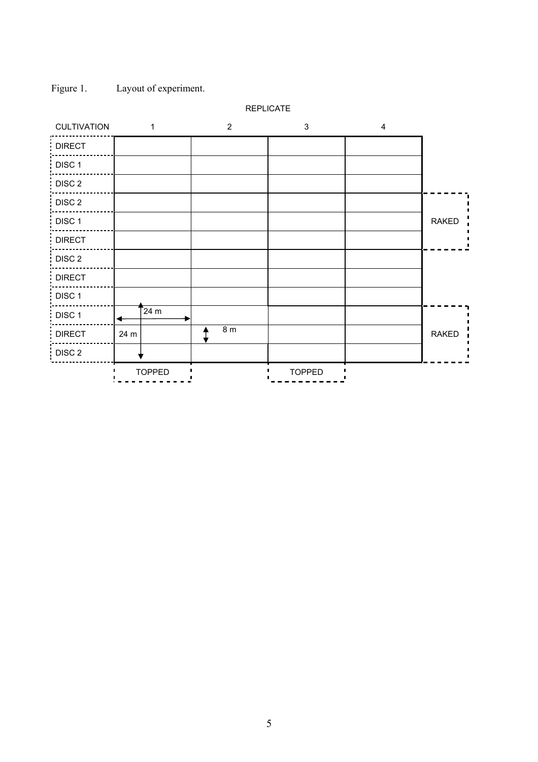Figure 1. Layout of experiment.

| CULTIVATION | REPLICATE 1 | REPLICATE 2 | REPLICATE 3 | REPLICATE 4 | |
|---|---|---|---|---|---|
| DIRECT | | | | | |
| DISC 1 | | | | | |
| DISC 2 | | | | | |
| DISC 2 | | | | | RAKED |
| DISC 1 | | | | | RAKED |
| DIRECT | | | | | RAKED |
| DISC 2 | | | | | |
| DIRECT | | | | | |
| DISC 1 | | | | | |
| DISC 1 | 24 m | | | | RAKED |
| DIRECT | 24 m | 8 m | | | RAKED |
| DISC 2 | | | | | RAKED |
| | TOPPED | | TOPPED | | |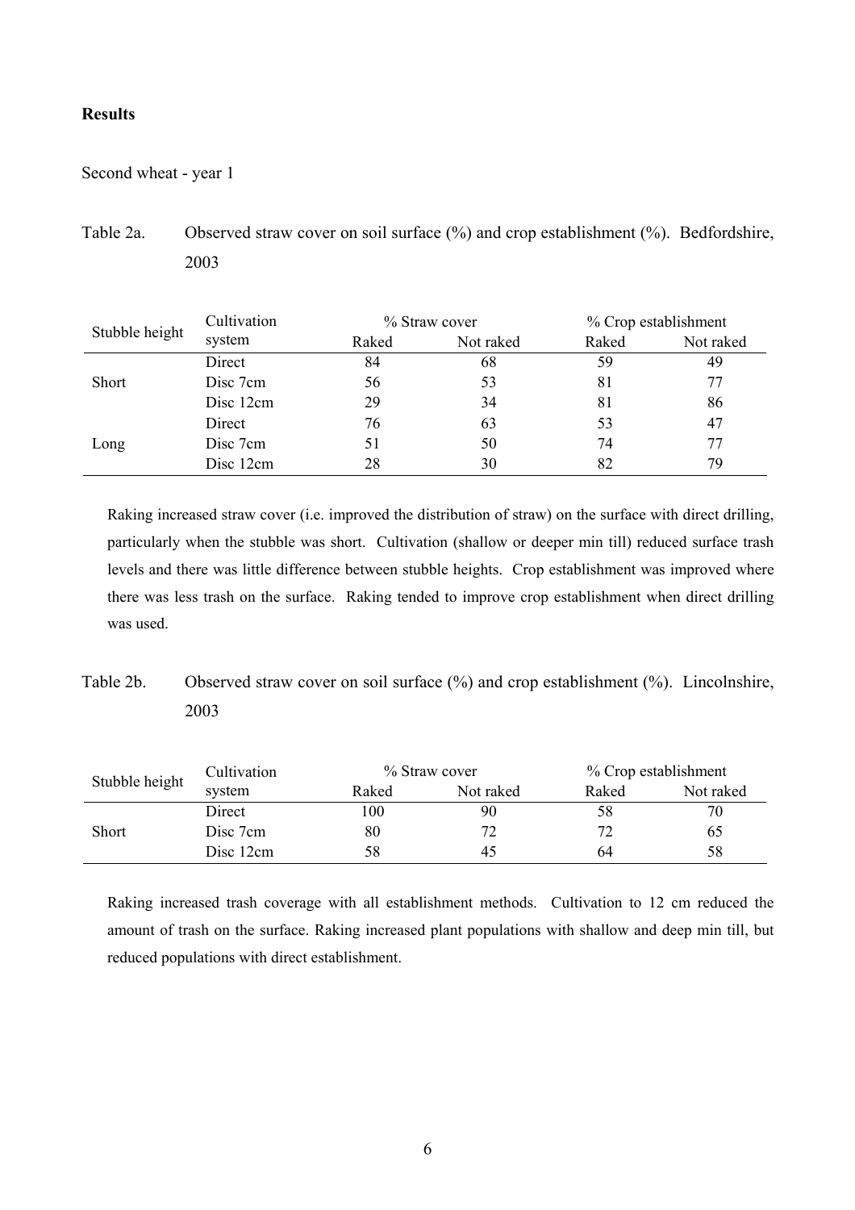**Results**

Second wheat - year 1

Table 2a. Observed straw cover on soil surface (%) and crop establishment (%). Bedfordshire, 2003

| Stubble height | Cultivation system | % Straw cover | | % Crop establishment | |
|---|---|---|---|---|---|
| | | Raked | Not raked | Raked | Not raked |
| Short | Direct | 84 | 68 | 59 | 49 |
| | Disc 7cm | 56 | 53 | 81 | 77 |
| | Disc 12cm | 29 | 34 | 81 | 86 |
| Long | Direct | 76 | 63 | 53 | 47 |
| | Disc 7cm | 51 | 50 | 74 | 77 |
| | Disc 12cm | 28 | 30 | 82 | 79 |

Raking increased straw cover (i.e. improved the distribution of straw) on the surface with direct drilling, particularly when the stubble was short. Cultivation (shallow or deeper min till) reduced surface trash levels and there was little difference between stubble heights. Crop establishment was improved where there was less trash on the surface. Raking tended to improve crop establishment when direct drilling was used.

Table 2b. Observed straw cover on soil surface (%) and crop establishment (%). Lincolnshire, 2003

| Stubble height | Cultivation system | % Straw cover | | % Crop establishment | |
|---|---|---|---|---|---|
| | | Raked | Not raked | Raked | Not raked |
| Short | Direct | 100 | 90 | 58 | 70 |
| | Disc 7cm | 80 | 72 | 72 | 65 |
| | Disc 12cm | 58 | 45 | 64 | 58 |

Raking increased trash coverage with all establishment methods. Cultivation to 12 cm reduced the amount of trash on the surface. Raking increased plant populations with shallow and deep min till, but reduced populations with direct establishment.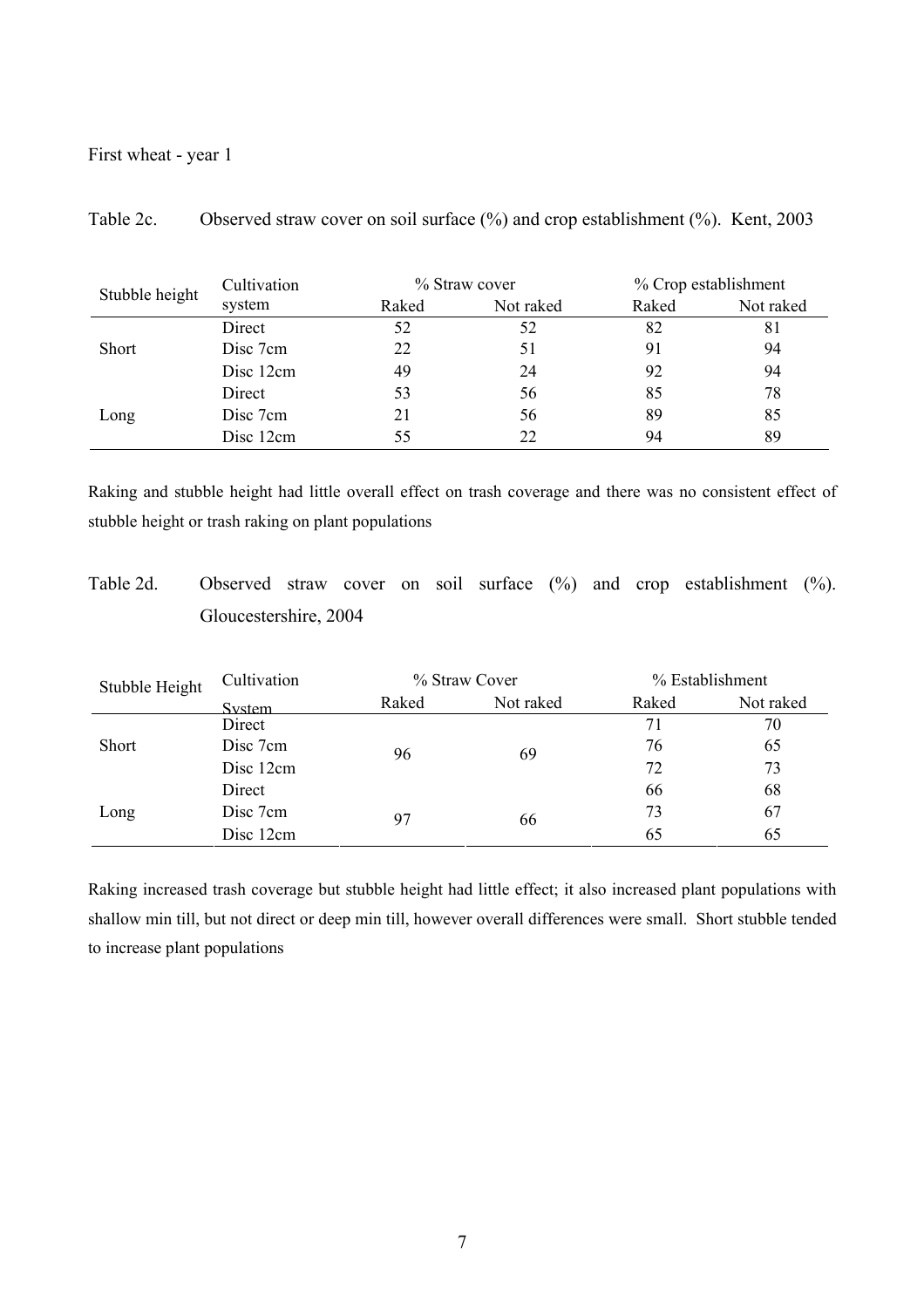First wheat - year 1

Table 2c. Observed straw cover on soil surface (%) and crop establishment (%). Kent, 2003

| Stubble height | Cultivation system | % Straw cover | | % Crop establishment | |
|---|---|---|---|---|---|
| | | Raked | Not raked | Raked | Not raked |
| Short | Direct | 52 | 52 | 82 | 81 |
| | Disc 7cm | 22 | 51 | 91 | 94 |
| | Disc 12cm | 49 | 24 | 92 | 94 |
| Long | Direct | 53 | 56 | 85 | 78 |
| | Disc 7cm | 21 | 56 | 89 | 85 |
| | Disc 12cm | 55 | 22 | 94 | 89 |

Raking and stubble height had little overall effect on trash coverage and there was no consistent effect of stubble height or trash raking on plant populations

Table 2d. Observed straw cover on soil surface (%) and crop establishment (%). Gloucestershire, 2004

| Stubble Height | Cultivation System | % Straw Cover | | % Establishment | |
|---|---|---|---|---|---|
| | | Raked | Not raked | Raked | Not raked |
| Short | Direct | 96 | 69 | 71 | 70 |
| | Disc 7cm | | | 76 | 65 |
| | Disc 12cm | | | 72 | 73 |
| Long | Direct | 97 | 66 | 66 | 68 |
| | Disc 7cm | | | 73 | 67 |
| | Disc 12cm | | | 65 | 65 |

Raking increased trash coverage but stubble height had little effect; it also increased plant populations with shallow min till, but not direct or deep min till, however overall differences were small. Short stubble tended to increase plant populations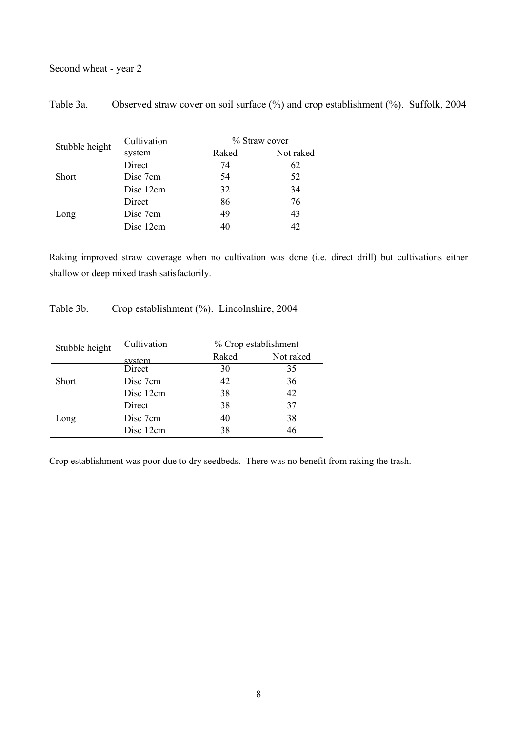Second wheat - year 2

Table 3a. Observed straw cover on soil surface (%) and crop establishment (%). Suffolk, 2004

| Stubble height | Cultivation system | % Straw cover | |
|---|---|---|---|
| | | Raked | Not raked |
| Short | Direct | 74 | 62 |
| | Disc 7cm | 54 | 52 |
| | Disc 12cm | 32 | 34 |
| Long | Direct | 86 | 76 |
| | Disc 7cm | 49 | 43 |
| | Disc 12cm | 40 | 42 |

Raking improved straw coverage when no cultivation was done (i.e. direct drill) but cultivations either shallow or deep mixed trash satisfactorily.

Table 3b. Crop establishment (%). Lincolnshire, 2004

| Stubble height | Cultivation system | % Crop establishment | |
|---|---|---|---|
| | | Raked | Not raked |
| Short | Direct | 30 | 35 |
| | Disc 7cm | 42 | 36 |
| | Disc 12cm | 38 | 42 |
| Long | Direct | 38 | 37 |
| | Disc 7cm | 40 | 38 |
| | Disc 12cm | 38 | 46 |

Crop establishment was poor due to dry seedbeds. There was no benefit from raking the trash.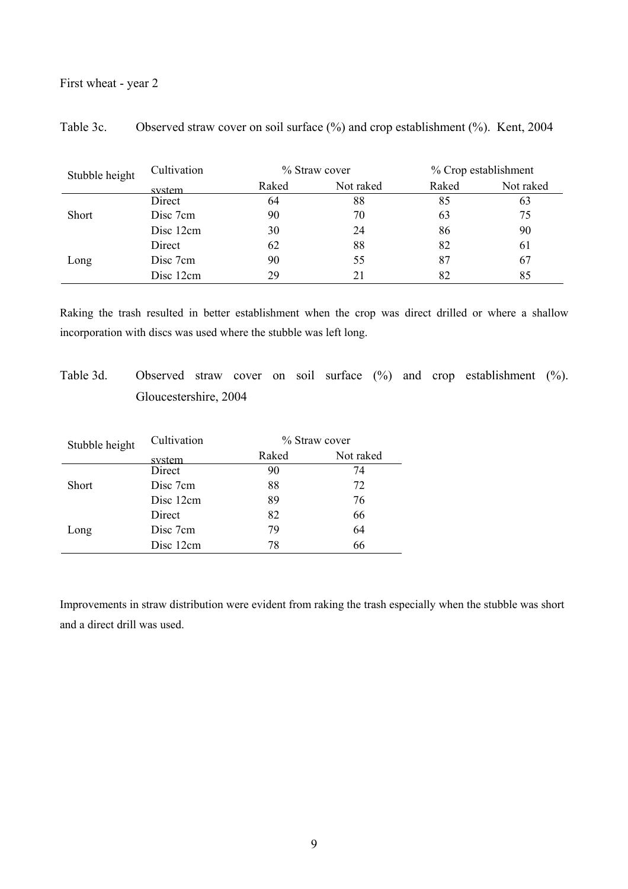First wheat - year 2

Table 3c. Observed straw cover on soil surface (%) and crop establishment (%). Kent, 2004

| Stubble height | Cultivation system | % Straw cover | | % Crop establishment | |
|---|---|---|---|---|---|
| | | Raked | Not raked | Raked | Not raked |
| Short | Direct | 64 | 88 | 85 | 63 |
| | Disc 7cm | 90 | 70 | 63 | 75 |
| | Disc 12cm | 30 | 24 | 86 | 90 |
| Long | Direct | 62 | 88 | 82 | 61 |
| | Disc 7cm | 90 | 55 | 87 | 67 |
| | Disc 12cm | 29 | 21 | 82 | 85 |

Raking the trash resulted in better establishment when the crop was direct drilled or where a shallow incorporation with discs was used where the stubble was left long.

Table 3d. Observed straw cover on soil surface (%) and crop establishment (%). Gloucestershire, 2004

| Stubble height | Cultivation system | % Straw cover | |
|---|---|---|---|
| | | Raked | Not raked |
| Short | Direct | 90 | 74 |
| | Disc 7cm | 88 | 72 |
| | Disc 12cm | 89 | 76 |
| Long | Direct | 82 | 66 |
| | Disc 7cm | 79 | 64 |
| | Disc 12cm | 78 | 66 |

Improvements in straw distribution were evident from raking the trash especially when the stubble was short and a direct drill was used.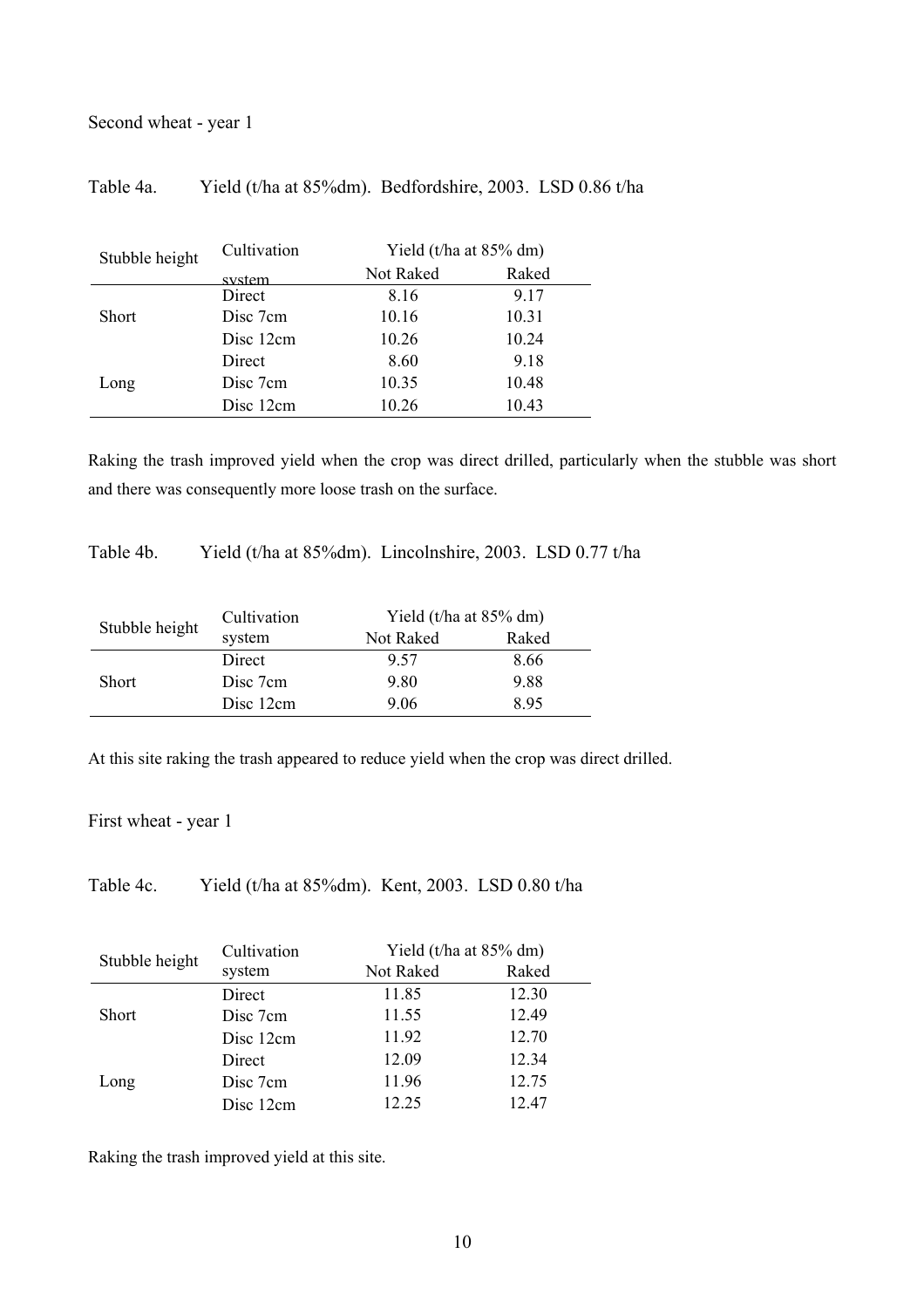Second wheat - year 1

Table 4a. Yield (t/ha at 85%dm). Bedfordshire, 2003. LSD 0.86 t/ha

| Stubble height | Cultivation system | Yield (t/ha at 85% dm) | |
|---|---|---|---|
| | | Not Raked | Raked |
| Short | Direct | 8.16 | 9.17 |
| | Disc 7cm | 10.16 | 10.31 |
| | Disc 12cm | 10.26 | 10.24 |
| Long | Direct | 8.60 | 9.18 |
| | Disc 7cm | 10.35 | 10.48 |
| | Disc 12cm | 10.26 | 10.43 |

Raking the trash improved yield when the crop was direct drilled, particularly when the stubble was short and there was consequently more loose trash on the surface.

Table 4b. Yield (t/ha at 85%dm). Lincolnshire, 2003. LSD 0.77 t/ha

| Stubble height | Cultivation system | Yield (t/ha at 85% dm) | |
|---|---|---|---|
| | | Not Raked | Raked |
| Short | Direct | 9.57 | 8.66 |
| | Disc 7cm | 9.80 | 9.88 |
| | Disc 12cm | 9.06 | 8.95 |

At this site raking the trash appeared to reduce yield when the crop was direct drilled.

First wheat - year 1

Table 4c. Yield (t/ha at 85%dm). Kent, 2003. LSD 0.80 t/ha

| Stubble height | Cultivation system | Yield (t/ha at 85% dm) | |
|---|---|---|---|
| | | Not Raked | Raked |
| Short | Direct | 11.85 | 12.30 |
| | Disc 7cm | 11.55 | 12.49 |
| | Disc 12cm | 11.92 | 12.70 |
| Long | Direct | 12.09 | 12.34 |
| | Disc 7cm | 11.96 | 12.75 |
| | Disc 12cm | 12.25 | 12.47 |

Raking the trash improved yield at this site.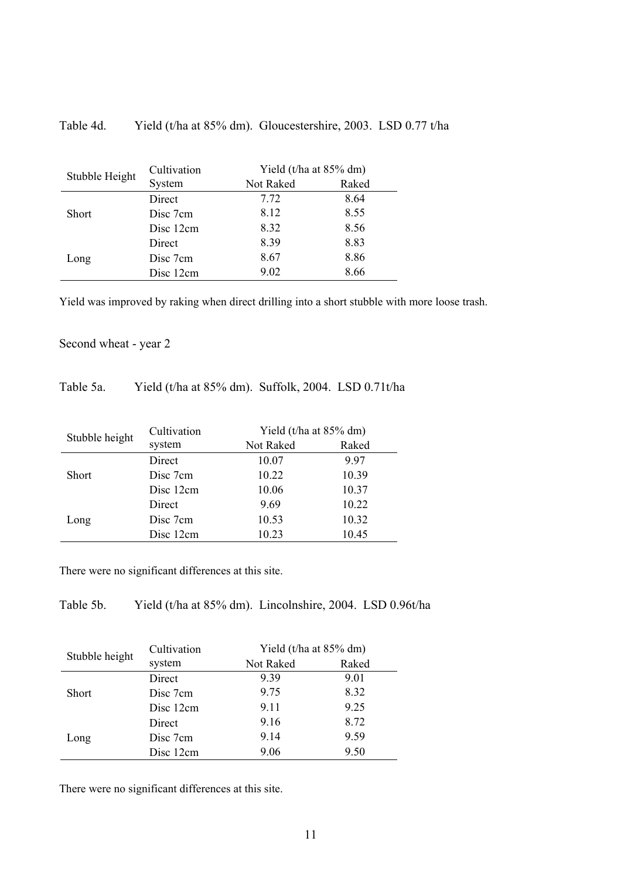Table 4d. Yield (t/ha at 85% dm). Gloucestershire, 2003. LSD 0.77 t/ha

| Stubble Height | Cultivation System | Yield (t/ha at 85% dm) | |
|---|---|---|---|
| | | Not Raked | Raked |
| Short | Direct | 7.72 | 8.64 |
| | Disc 7cm | 8.12 | 8.55 |
| | Disc 12cm | 8.32 | 8.56 |
| Long | Direct | 8.39 | 8.83 |
| | Disc 7cm | 8.67 | 8.86 |
| | Disc 12cm | 9.02 | 8.66 |

Yield was improved by raking when direct drilling into a short stubble with more loose trash.

Second wheat - year 2

Table 5a. Yield (t/ha at 85% dm). Suffolk, 2004. LSD 0.71t/ha

| Stubble height | Cultivation system | Yield (t/ha at 85% dm) | |
|---|---|---|---|
| | | Not Raked | Raked |
| Short | Direct | 10.07 | 9.97 |
| | Disc 7cm | 10.22 | 10.39 |
| | Disc 12cm | 10.06 | 10.37 |
| Long | Direct | 9.69 | 10.22 |
| | Disc 7cm | 10.53 | 10.32 |
| | Disc 12cm | 10.23 | 10.45 |

There were no significant differences at this site.

Table 5b. Yield (t/ha at 85% dm). Lincolnshire, 2004. LSD 0.96t/ha

| Stubble height | Cultivation system | Yield (t/ha at 85% dm) | |
|---|---|---|---|
| | | Not Raked | Raked |
| Short | Direct | 9.39 | 9.01 |
| | Disc 7cm | 9.75 | 8.32 |
| | Disc 12cm | 9.11 | 9.25 |
| Long | Direct | 9.16 | 8.72 |
| | Disc 7cm | 9.14 | 9.59 |
| | Disc 12cm | 9.06 | 9.50 |

There were no significant differences at this site.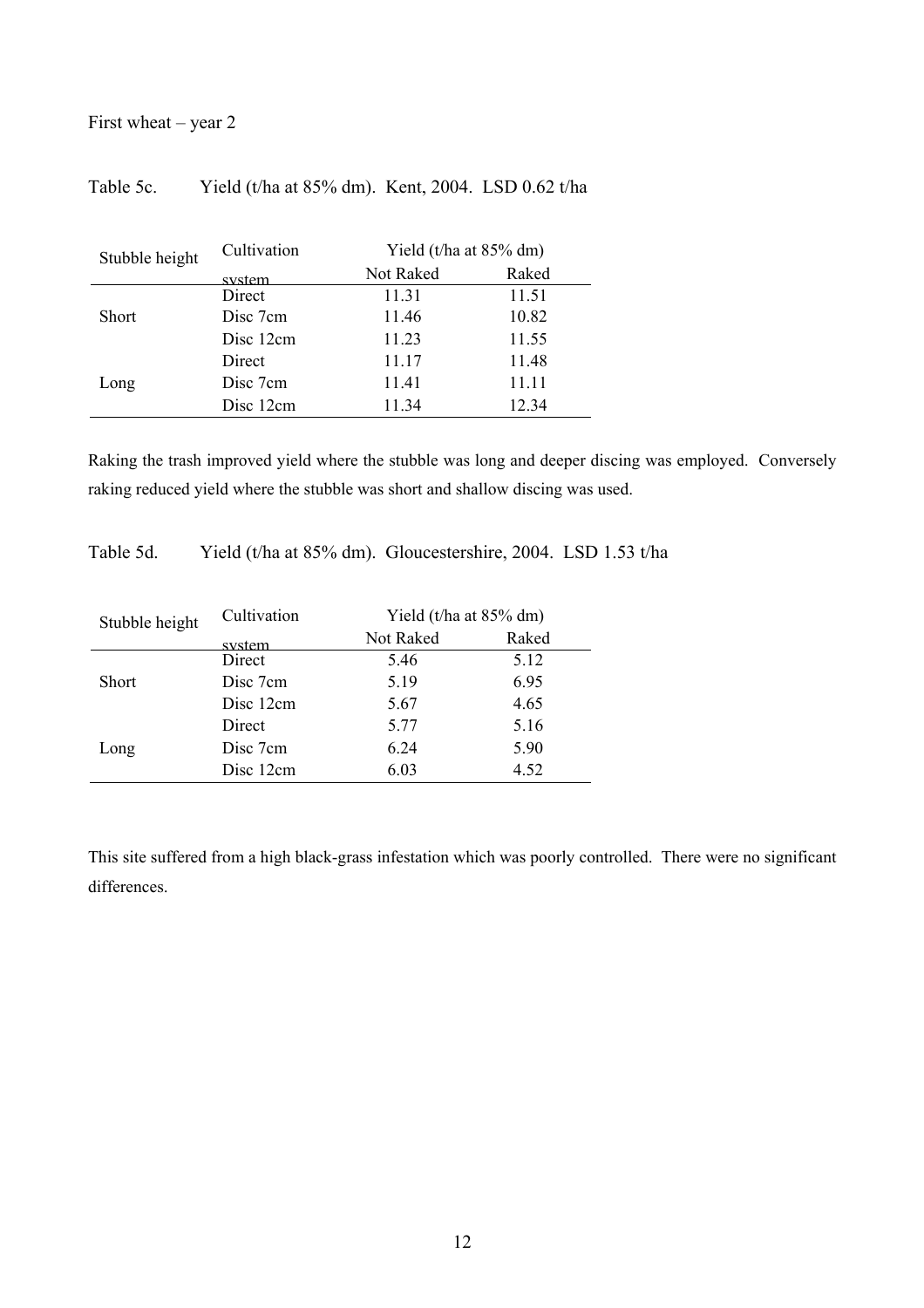First wheat – year 2

Table 5c. Yield (t/ha at 85% dm). Kent, 2004. LSD 0.62 t/ha

| Stubble height | Cultivation system | Yield (t/ha at 85% dm) | |
|---|---|---|---|
| | | Not Raked | Raked |
| Short | Direct | 11.31 | 11.51 |
| | Disc 7cm | 11.46 | 10.82 |
| | Disc 12cm | 11.23 | 11.55 |
| Long | Direct | 11.17 | 11.48 |
| | Disc 7cm | 11.41 | 11.11 |
| | Disc 12cm | 11.34 | 12.34 |

Raking the trash improved yield where the stubble was long and deeper discing was employed. Conversely raking reduced yield where the stubble was short and shallow discing was used.

Table 5d. Yield (t/ha at 85% dm). Gloucestershire, 2004. LSD 1.53 t/ha

| Stubble height | Cultivation system | Yield (t/ha at 85% dm) | |
|---|---|---|---|
| | | Not Raked | Raked |
| Short | Direct | 5.46 | 5.12 |
| | Disc 7cm | 5.19 | 6.95 |
| | Disc 12cm | 5.67 | 4.65 |
| Long | Direct | 5.77 | 5.16 |
| | Disc 7cm | 6.24 | 5.90 |
| | Disc 12cm | 6.03 | 4.52 |

This site suffered from a high black-grass infestation which was poorly controlled. There were no significant differences.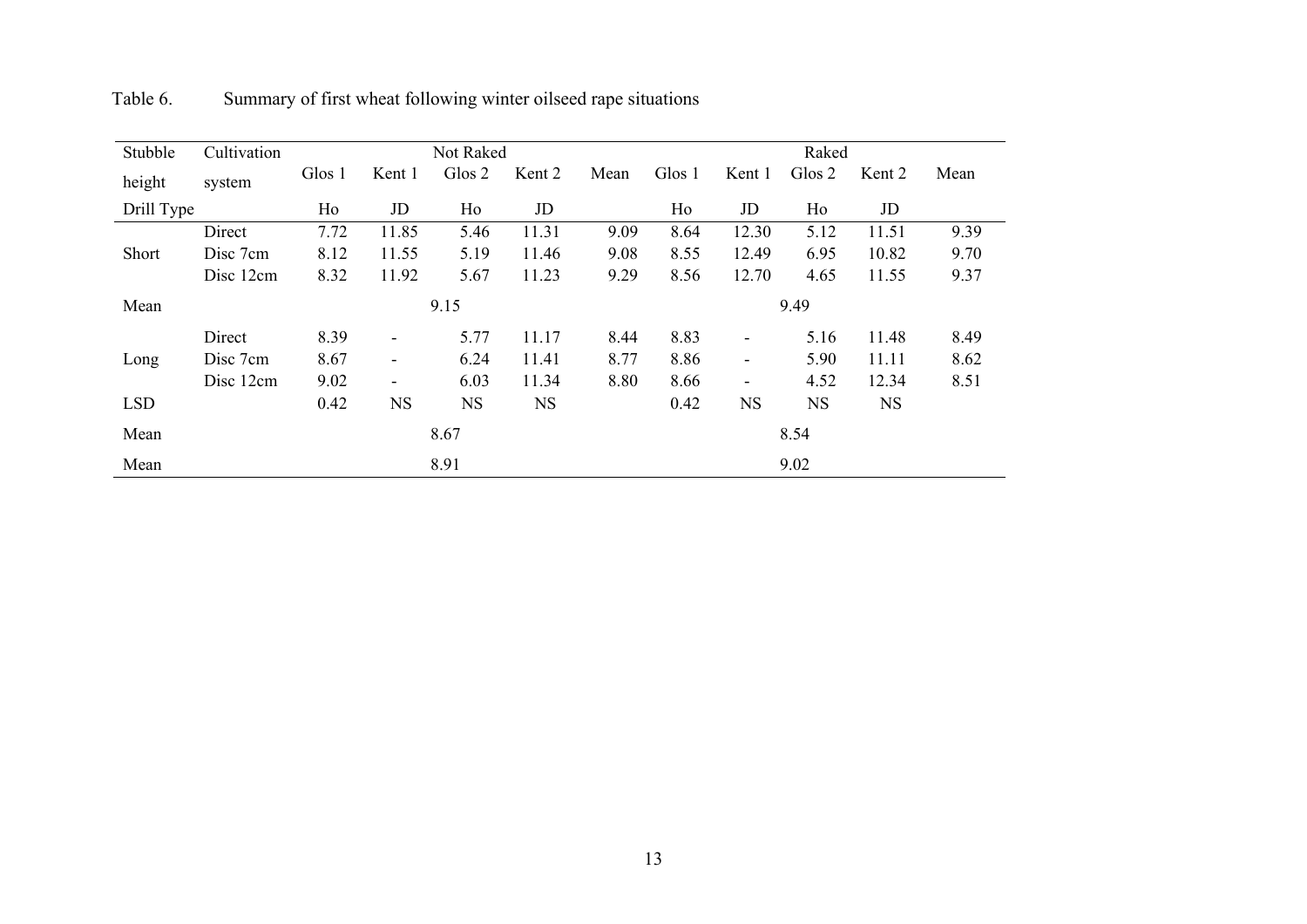Table 6. Summary of first wheat following winter oilseed rape situations

| Stubble height | Cultivation system | Not Raked | | | | | Raked | | | | |
|---|---|---|---|---|---|---|---|---|---|---|---|
| | | Glos 1 | Kent 1 | Glos 2 | Kent 2 | Mean | Glos 1 | Kent 1 | Glos 2 | Kent 2 | Mean |
| Drill Type | | Ho | JD | Ho | JD | | Ho | JD | Ho | JD | |
| Short | Direct | 7.72 | 11.85 | 5.46 | 11.31 | 9.09 | 8.64 | 12.30 | 5.12 | 11.51 | 9.39 |
| | Disc 7cm | 8.12 | 11.55 | 5.19 | 11.46 | 9.08 | 8.55 | 12.49 | 6.95 | 10.82 | 9.70 |
| | Disc 12cm | 8.32 | 11.92 | 5.67 | 11.23 | 9.29 | 8.56 | 12.70 | 4.65 | 11.55 | 9.37 |
| Mean | | | | 9.15 | | | | | 9.49 | | |
| Long | Direct | 8.39 | - | 5.77 | 11.17 | 8.44 | 8.83 | - | 5.16 | 11.48 | 8.49 |
| | Disc 7cm | 8.67 | - | 6.24 | 11.41 | 8.77 | 8.86 | - | 5.90 | 11.11 | 8.62 |
| | Disc 12cm | 9.02 | - | 6.03 | 11.34 | 8.80 | 8.66 | - | 4.52 | 12.34 | 8.51 |
| LSD | | 0.42 | NS | NS | NS | | 0.42 | NS | NS | NS | |
| Mean | | | | 8.67 | | | | | 8.54 | | |
| Mean | | | | 8.91 | | | | | 9.02 | | |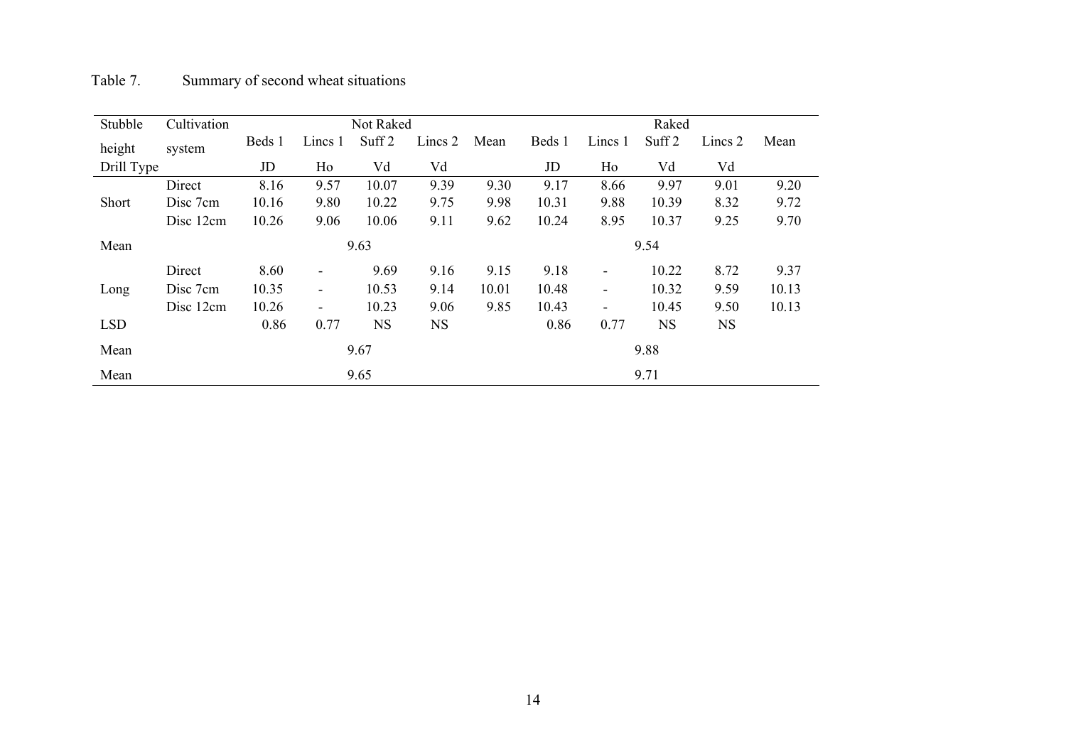Table 7. Summary of second wheat situations

| Stubble height | Cultivation system | Not Raked | | | | | Raked | | | | |
|---|---|---|---|---|---|---|---|---|---|---|---|
| | | Beds 1 | Lincs 1 | Suff 2 | Lincs 2 | Mean | Beds 1 | Lincs 1 | Suff 2 | Lincs 2 | Mean |
| Drill Type | | JD | Ho | Vd | Vd | | JD | Ho | Vd | Vd | |
| | Direct | 8.16 | 9.57 | 10.07 | 9.39 | 9.30 | 9.17 | 8.66 | 9.97 | 9.01 | 9.20 |
| Short | Disc 7cm | 10.16 | 9.80 | 10.22 | 9.75 | 9.98 | 10.31 | 9.88 | 10.39 | 8.32 | 9.72 |
| | Disc 12cm | 10.26 | 9.06 | 10.06 | 9.11 | 9.62 | 10.24 | 8.95 | 10.37 | 9.25 | 9.70 |
| Mean | | | | 9.63 | | | | | 9.54 | | |
| | Direct | 8.60 | - | 9.69 | 9.16 | 9.15 | 9.18 | - | 10.22 | 8.72 | 9.37 |
| Long | Disc 7cm | 10.35 | - | 10.53 | 9.14 | 10.01 | 10.48 | - | 10.32 | 9.59 | 10.13 |
| | Disc 12cm | 10.26 | - | 10.23 | 9.06 | 9.85 | 10.43 | - | 10.45 | 9.50 | 10.13 |
| LSD | | 0.86 | 0.77 | NS | NS | | 0.86 | 0.77 | NS | NS | |
| Mean | | | | 9.67 | | | | | 9.88 | | |
| Mean | | | | 9.65 | | | | | 9.71 | | |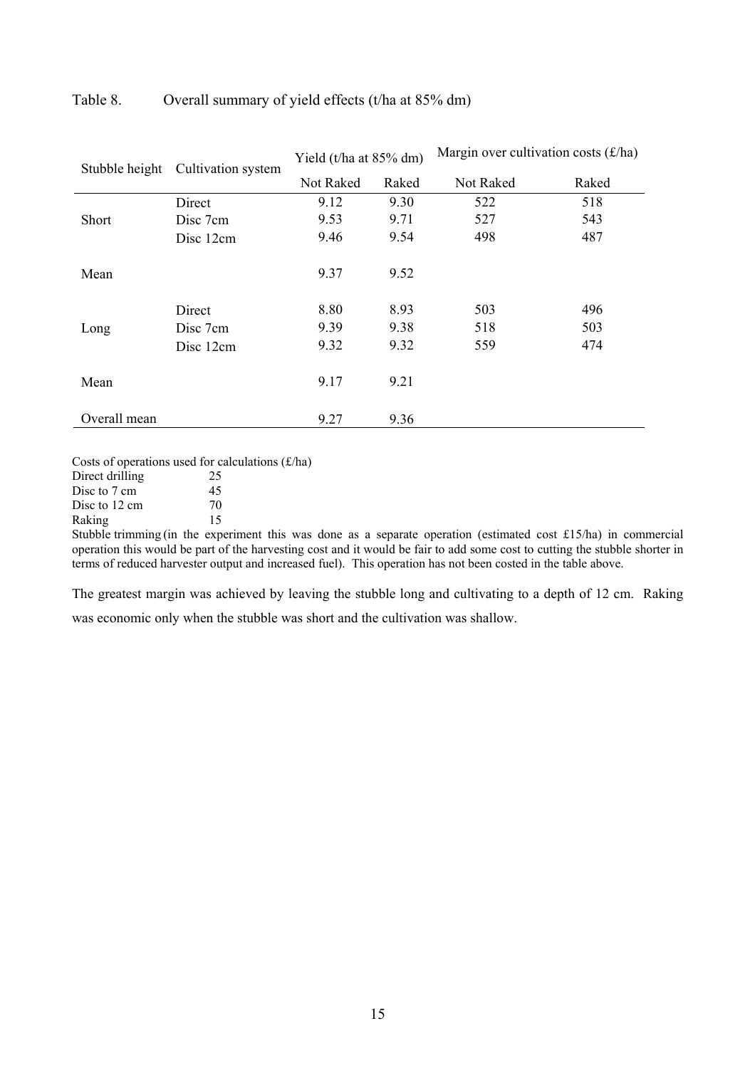Table 8. Overall summary of yield effects (t/ha at 85% dm)

| Stubble height | Cultivation system | Yield (t/ha at 85% dm) | | Margin over cultivation costs (£/ha) | |
|---|---|---|---|---|---|
| | | Not Raked | Raked | Not Raked | Raked |
| Short | Direct | 9.12 | 9.30 | 522 | 518 |
| | Disc 7cm | 9.53 | 9.71 | 527 | 543 |
| | Disc 12cm | 9.46 | 9.54 | 498 | 487 |
| Mean | | 9.37 | 9.52 | | |
| Long | Direct | 8.80 | 8.93 | 503 | 496 |
| | Disc 7cm | 9.39 | 9.38 | 518 | 503 |
| | Disc 12cm | 9.32 | 9.32 | 559 | 474 |
| Mean | | 9.17 | 9.21 | | |
| Overall mean | | 9.27 | 9.36 | | |

Costs of operations used for calculations (£/ha)

| | |
|---|---|
| Direct drilling | 25 |
| Disc to 7 cm | 45 |
| Disc to 12 cm | 70 |
| Raking | 15 |

Stubble trimming (in the experiment this was done as a separate operation (estimated cost £15/ha) in commercial operation this would be part of the harvesting cost and it would be fair to add some cost to cutting the stubble shorter in terms of reduced harvester output and increased fuel). This operation has not been costed in the table above.

The greatest margin was achieved by leaving the stubble long and cultivating to a depth of 12 cm. Raking was economic only when the stubble was short and the cultivation was shallow.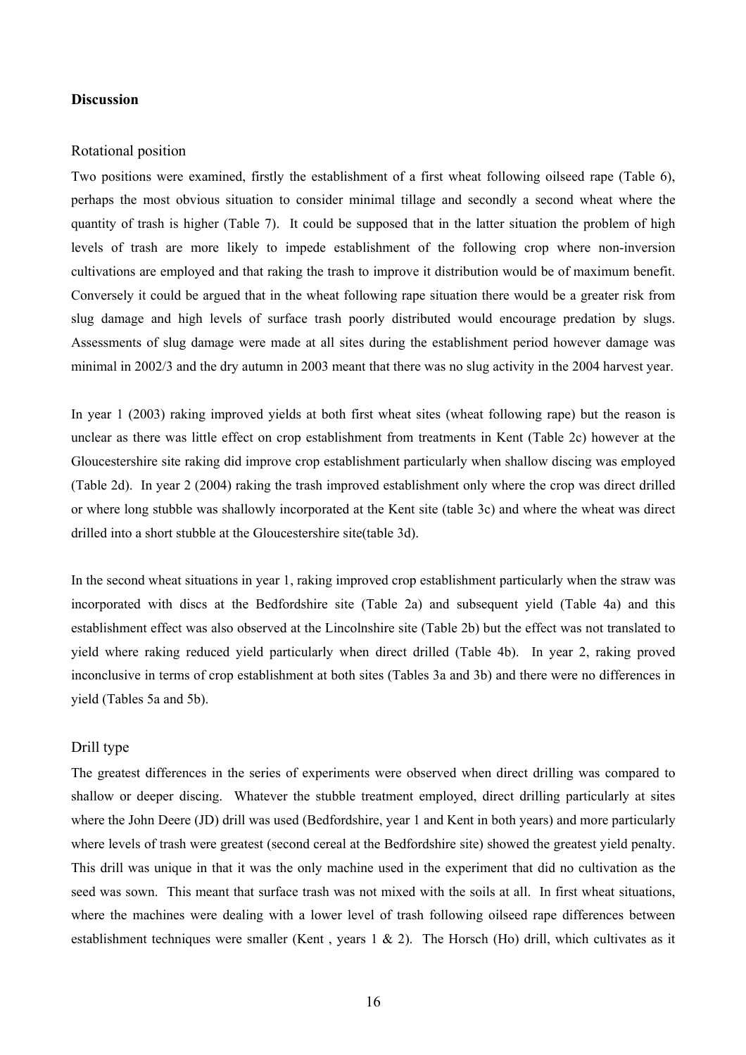## Discussion

### Rotational position

Two positions were examined, firstly the establishment of a first wheat following oilseed rape (Table 6), perhaps the most obvious situation to consider minimal tillage and secondly a second wheat where the quantity of trash is higher (Table 7). It could be supposed that in the latter situation the problem of high levels of trash are more likely to impede establishment of the following crop where non-inversion cultivations are employed and that raking the trash to improve it distribution would be of maximum benefit. Conversely it could be argued that in the wheat following rape situation there would be a greater risk from slug damage and high levels of surface trash poorly distributed would encourage predation by slugs. Assessments of slug damage were made at all sites during the establishment period however damage was minimal in 2002/3 and the dry autumn in 2003 meant that there was no slug activity in the 2004 harvest year.

In year 1 (2003) raking improved yields at both first wheat sites (wheat following rape) but the reason is unclear as there was little effect on crop establishment from treatments in Kent (Table 2c) however at the Gloucestershire site raking did improve crop establishment particularly when shallow discing was employed (Table 2d). In year 2 (2004) raking the trash improved establishment only where the crop was direct drilled or where long stubble was shallowly incorporated at the Kent site (table 3c) and where the wheat was direct drilled into a short stubble at the Gloucestershire site(table 3d).

In the second wheat situations in year 1, raking improved crop establishment particularly when the straw was incorporated with discs at the Bedfordshire site (Table 2a) and subsequent yield (Table 4a) and this establishment effect was also observed at the Lincolnshire site (Table 2b) but the effect was not translated to yield where raking reduced yield particularly when direct drilled (Table 4b). In year 2, raking proved inconclusive in terms of crop establishment at both sites (Tables 3a and 3b) and there were no differences in yield (Tables 5a and 5b).

### Drill type

The greatest differences in the series of experiments were observed when direct drilling was compared to shallow or deeper discing. Whatever the stubble treatment employed, direct drilling particularly at sites where the John Deere (JD) drill was used (Bedfordshire, year 1 and Kent in both years) and more particularly where levels of trash were greatest (second cereal at the Bedfordshire site) showed the greatest yield penalty. This drill was unique in that it was the only machine used in the experiment that did no cultivation as the seed was sown. This meant that surface trash was not mixed with the soils at all. In first wheat situations, where the machines were dealing with a lower level of trash following oilseed rape differences between establishment techniques were smaller (Kent , years 1 & 2). The Horsch (Ho) drill, which cultivates as it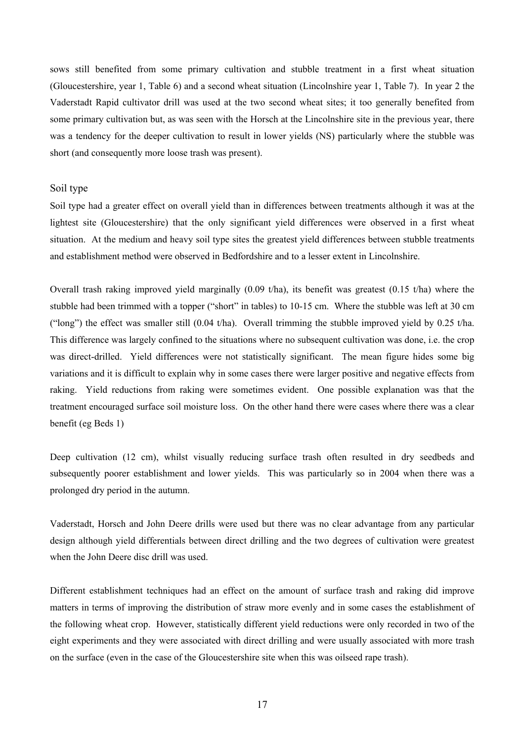sows still benefited from some primary cultivation and stubble treatment in a first wheat situation (Gloucestershire, year 1, Table 6) and a second wheat situation (Lincolnshire year 1, Table 7). In year 2 the Vaderstadt Rapid cultivator drill was used at the two second wheat sites; it too generally benefited from some primary cultivation but, as was seen with the Horsch at the Lincolnshire site in the previous year, there was a tendency for the deeper cultivation to result in lower yields (NS) particularly where the stubble was short (and consequently more loose trash was present).

## Soil type

Soil type had a greater effect on overall yield than in differences between treatments although it was at the lightest site (Gloucestershire) that the only significant yield differences were observed in a first wheat situation. At the medium and heavy soil type sites the greatest yield differences between stubble treatments and establishment method were observed in Bedfordshire and to a lesser extent in Lincolnshire.

Overall trash raking improved yield marginally (0.09 t/ha), its benefit was greatest (0.15 t/ha) where the stubble had been trimmed with a topper ("short" in tables) to 10-15 cm. Where the stubble was left at 30 cm ("long") the effect was smaller still (0.04 t/ha). Overall trimming the stubble improved yield by 0.25 t/ha. This difference was largely confined to the situations where no subsequent cultivation was done, i.e. the crop was direct-drilled. Yield differences were not statistically significant. The mean figure hides some big variations and it is difficult to explain why in some cases there were larger positive and negative effects from raking. Yield reductions from raking were sometimes evident. One possible explanation was that the treatment encouraged surface soil moisture loss. On the other hand there were cases where there was a clear benefit (eg Beds 1)

Deep cultivation (12 cm), whilst visually reducing surface trash often resulted in dry seedbeds and subsequently poorer establishment and lower yields. This was particularly so in 2004 when there was a prolonged dry period in the autumn.

Vaderstadt, Horsch and John Deere drills were used but there was no clear advantage from any particular design although yield differentials between direct drilling and the two degrees of cultivation were greatest when the John Deere disc drill was used.

Different establishment techniques had an effect on the amount of surface trash and raking did improve matters in terms of improving the distribution of straw more evenly and in some cases the establishment of the following wheat crop. However, statistically different yield reductions were only recorded in two of the eight experiments and they were associated with direct drilling and were usually associated with more trash on the surface (even in the case of the Gloucestershire site when this was oilseed rape trash).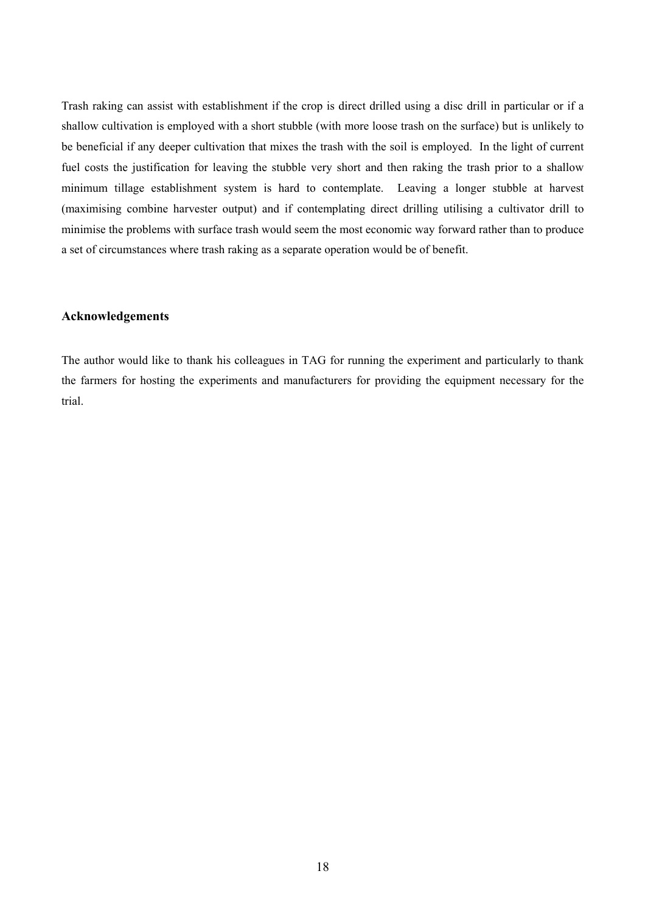Trash raking can assist with establishment if the crop is direct drilled using a disc drill in particular or if a shallow cultivation is employed with a short stubble (with more loose trash on the surface) but is unlikely to be beneficial if any deeper cultivation that mixes the trash with the soil is employed. In the light of current fuel costs the justification for leaving the stubble very short and then raking the trash prior to a shallow minimum tillage establishment system is hard to contemplate. Leaving a longer stubble at harvest (maximising combine harvester output) and if contemplating direct drilling utilising a cultivator drill to minimise the problems with surface trash would seem the most economic way forward rather than to produce a set of circumstances where trash raking as a separate operation would be of benefit.

## Acknowledgements

The author would like to thank his colleagues in TAG for running the experiment and particularly to thank the farmers for hosting the experiments and manufacturers for providing the equipment necessary for the trial.